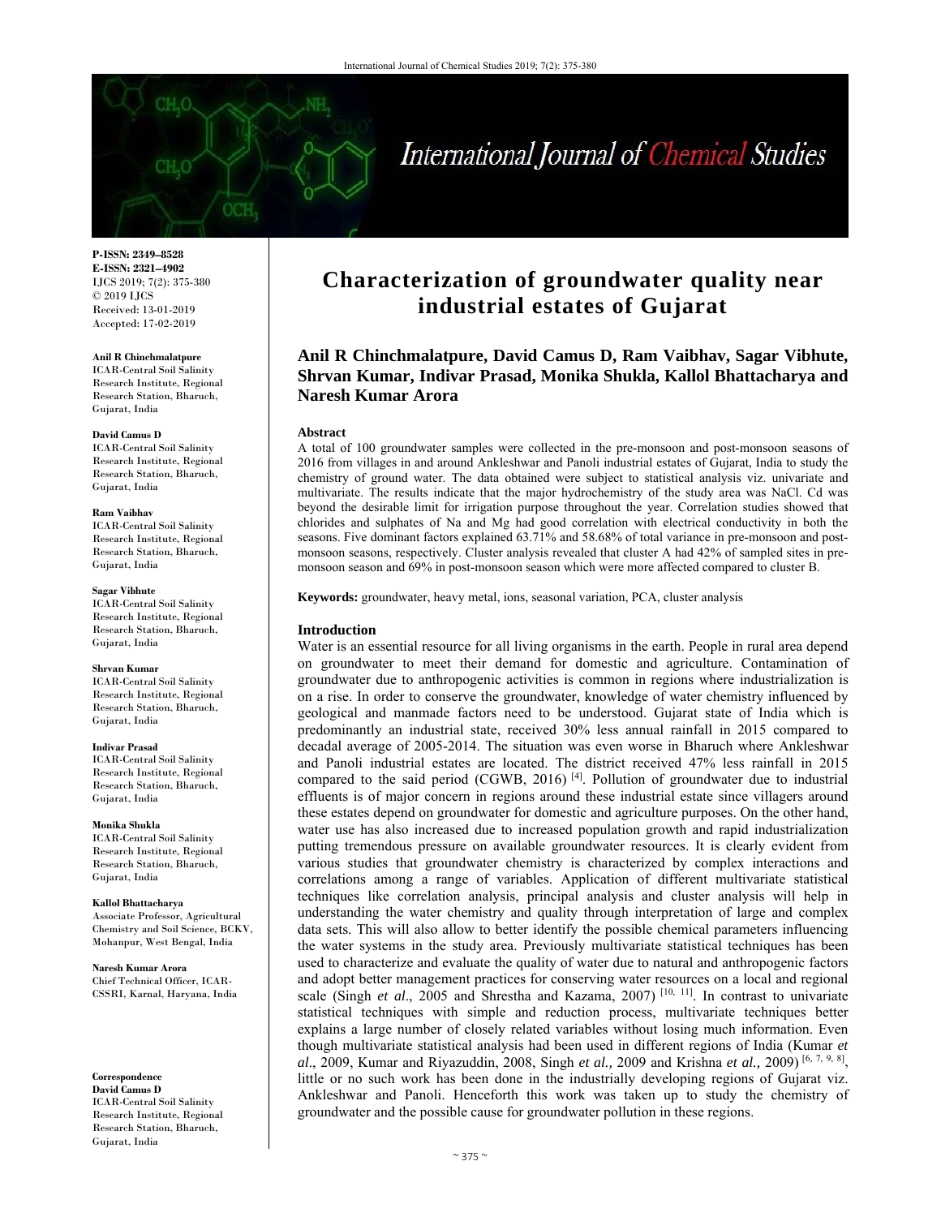P-ISSN: 2349–8528
E-ISSN: 2321–4902
IJCS 2019; 7(2): 375-380
© 2019 IJCS
Received: 13-01-2019
Accepted: 17-02-2019

**Anil R Chinchmalatpure**
ICAR-Central Soil Salinity Research Institute, Regional Research Station, Bharuch, Gujarat, India

**David Camus D**
ICAR-Central Soil Salinity Research Institute, Regional Research Station, Bharuch, Gujarat, India

**Ram Vaibhav**
ICAR-Central Soil Salinity Research Institute, Regional Research Station, Bharuch, Gujarat, India

**Sagar Vibhute**
ICAR-Central Soil Salinity Research Institute, Regional Research Station, Bharuch, Gujarat, India

**Shrvan Kumar**
ICAR-Central Soil Salinity Research Institute, Regional Research Station, Bharuch, Gujarat, India

**Indivar Prasad**
ICAR-Central Soil Salinity Research Institute, Regional Research Station, Bharuch, Gujarat, India

**Monika Shukla**
ICAR-Central Soil Salinity Research Institute, Regional Research Station, Bharuch, Gujarat, India

**Kallol Bhattacharya**
Associate Professor, Agricultural Chemistry and Soil Science, BCKV, Mohanpur, West Bengal, India

**Naresh Kumar Arora**
Chief Technical Officer, ICAR-CSSRI, Karnal, Haryana, India

**Correspondence**
**David Camus D**
ICAR-Central Soil Salinity Research Institute, Regional Research Station, Bharuch, Gujarat, India

# Characterization of groundwater quality near industrial estates of Gujarat

**Anil R Chinchmalatpure, David Camus D, Ram Vaibhav, Sagar Vibhute, Shrvan Kumar, Indivar Prasad, Monika Shukla, Kallol Bhattacharya and Naresh Kumar Arora**

## Abstract

A total of 100 groundwater samples were collected in the pre-monsoon and post-monsoon seasons of 2016 from villages in and around Ankleshwar and Panoli industrial estates of Gujarat, India to study the chemistry of ground water. The data obtained were subject to statistical analysis viz. univariate and multivariate. The results indicate that the major hydrochemistry of the study area was NaCl. Cd was beyond the desirable limit for irrigation purpose throughout the year. Correlation studies showed that chlorides and sulphates of Na and Mg had good correlation with electrical conductivity in both the seasons. Five dominant factors explained 63.71% and 58.68% of total variance in pre-monsoon and post-monsoon seasons, respectively. Cluster analysis revealed that cluster A had 42% of sampled sites in pre-monsoon season and 69% in post-monsoon season which were more affected compared to cluster B.

**Keywords:** groundwater, heavy metal, ions, seasonal variation, PCA, cluster analysis

## Introduction

Water is an essential resource for all living organisms in the earth. People in rural area depend on groundwater to meet their demand for domestic and agriculture. Contamination of groundwater due to anthropogenic activities is common in regions where industrialization is on a rise. In order to conserve the groundwater, knowledge of water chemistry influenced by geological and manmade factors need to be understood. Gujarat state of India which is predominantly an industrial state, received 30% less annual rainfall in 2015 compared to decadal average of 2005-2014. The situation was even worse in Bharuch where Ankleshwar and Panoli industrial estates are located. The district received 47% less rainfall in 2015 compared to the said period (CGWB, 2016) [4]. Pollution of groundwater due to industrial effluents is of major concern in regions around these industrial estate since villagers around these estates depend on groundwater for domestic and agriculture purposes. On the other hand, water use has also increased due to increased population growth and rapid industrialization putting tremendous pressure on available groundwater resources. It is clearly evident from various studies that groundwater chemistry is characterized by complex interactions and correlations among a range of variables. Application of different multivariate statistical techniques like correlation analysis, principal analysis and cluster analysis will help in understanding the water chemistry and quality through interpretation of large and complex data sets. This will also allow to better identify the possible chemical parameters influencing the water systems in the study area. Previously multivariate statistical techniques has been used to characterize and evaluate the quality of water due to natural and anthropogenic factors and adopt better management practices for conserving water resources on a local and regional scale (Singh *et al*., 2005 and Shrestha and Kazama, 2007) [10, 11]. In contrast to univariate statistical techniques with simple and reduction process, multivariate techniques better explains a large number of closely related variables without losing much information. Even though multivariate statistical analysis had been used in different regions of India (Kumar *et al*., 2009, Kumar and Riyazuddin, 2008, Singh *et al.,* 2009 and Krishna *et al.,* 2009) [6, 7, 9, 8], little or no such work has been done in the industrially developing regions of Gujarat viz. Ankleshwar and Panoli. Henceforth this work was taken up to study the chemistry of groundwater and the possible cause for groundwater pollution in these regions.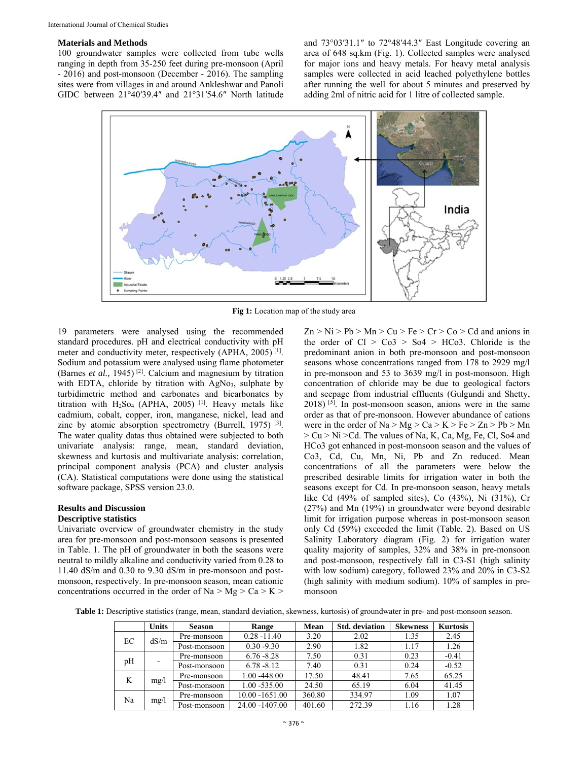### Materials and Methods

100 groundwater samples were collected from tube wells ranging in depth from 35-250 feet during pre-monsoon (April - 2016) and post-monsoon (December - 2016). The sampling sites were from villages in and around Ankleshwar and Panoli GIDC between 21°40′39.4″ and 21°31′54.6″ North latitude and 73°03′31.1″ to 72°48′44.3″ East Longitude covering an area of 648 sq.km (Fig. 1). Collected samples were analysed for major ions and heavy metals. For heavy metal analysis samples were collected in acid leached polyethylene bottles after running the well for about 5 minutes and preserved by adding 2ml of nitric acid for 1 litre of collected sample.

**Fig 1:** Location map of the study area

19 parameters were analysed using the recommended standard procedures. pH and electrical conductivity with pH meter and conductivity meter, respectively (APHA, 2005) [1]. Sodium and potassium were analysed using flame photometer (Barnes *et al.,* 1945) [2]. Calcium and magnesium by titration with EDTA, chloride by titration with $AgNo_3$, sulphate by turbidimetric method and carbonates and bicarbonates by titration with $H_2So_4$ (APHA, 2005) [1]. Heavy metals like cadmium, cobalt, copper, iron, manganese, nickel, lead and zinc by atomic absorption spectrometry (Burrell, 1975) [3]. The water quality datas thus obtained were subjected to both univariate analysis: range, mean, standard deviation, skewness and kurtosis and multivariate analysis: correlation, principal component analysis (PCA) and cluster analysis (CA). Statistical computations were done using the statistical software package, SPSS version 23.0.

### Results and Discussion

#### Descriptive statistics

Univariate overview of groundwater chemistry in the study area for pre-monsoon and post-monsoon seasons is presented in Table. 1. The pH of groundwater in both the seasons were neutral to mildly alkaline and conductivity varied from 0.28 to 11.40 dS/m and 0.30 to 9.30 dS/m in pre-monsoon and post-monsoon, respectively. In pre-monsoon season, mean cationic concentrations occurred in the order of Na > Mg > Ca > K > Zn > Ni > Pb > Mn > Cu > Fe > Cr > Co > Cd and anions in the order of Cl > Co3 > So4 > HCo3. Chloride is the predominant anion in both pre-monsoon and post-monsoon seasons whose concentrations ranged from 178 to 2929 mg/l in pre-monsoon and 53 to 3639 mg/l in post-monsoon. High concentration of chloride may be due to geological factors and seepage from industrial effluents (Gulgundi and Shetty, 2018) [5]. In post-monsoon season, anions were in the same order as that of pre-monsoon. However abundance of cations were in the order of Na > Mg > Ca > K > Fe > Zn > Pb > Mn > Cu > Ni >Cd. The values of Na, K, Ca, Mg, Fe, Cl, So4 and HCo3 got enhanced in post-monsoon season and the values of Co3, Cd, Cu, Mn, Ni, Pb and Zn reduced. Mean concentrations of all the parameters were below the prescribed desirable limits for irrigation water in both the seasons except for Cd. In pre-monsoon season, heavy metals like Cd (49% of sampled sites), Co (43%), Ni (31%), Cr (27%) and Mn (19%) in groundwater were beyond desirable limit for irrigation purpose whereas in post-monsoon season only Cd (59%) exceeded the limit (Table. 2). Based on US Salinity Laboratory diagram (Fig. 2) for irrigation water quality majority of samples, 32% and 38% in pre-monsoon and post-monsoon, respectively fall in C3-S1 (high salinity with low sodium) category, followed 23% and 20% in C3-S2 (high salinity with medium sodium). 10% of samples in pre-monsoon

**Table 1:** Descriptive statistics (range, mean, standard deviation, skewness, kurtosis) of groundwater in pre- and post-monsoon season.

| | Units | Season | Range | Mean | Std. deviation | Skewness | Kurtosis |
|---|---|---|---|---|---|---|---|
| EC | dS/m | Pre-monsoon | 0.28 -11.40 | 3.20 | 2.02 | 1.35 | 2.45 |
| | | Post-monsoon | 0.30 -9.30 | 2.90 | 1.82 | 1.17 | 1.26 |
| pH | - | Pre-monsoon | 6.76 -8.28 | 7.50 | 0.31 | 0.23 | -0.41 |
| | | Post-monsoon | 6.78 -8.12 | 7.40 | 0.31 | 0.24 | -0.52 |
| K | mg/l | Pre-monsoon | 1.00 -448.00 | 17.50 | 48.41 | 7.65 | 65.25 |
| | | Post-monsoon | 1.00 -535.00 | 24.50 | 65.19 | 6.04 | 41.45 |
| Na | mg/l | Pre-monsoon | 10.00 -1651.00 | 360.80 | 334.97 | 1.09 | 1.07 |
| | | Post-monsoon | 24.00 -1407.00 | 401.60 | 272.39 | 1.16 | 1.28 |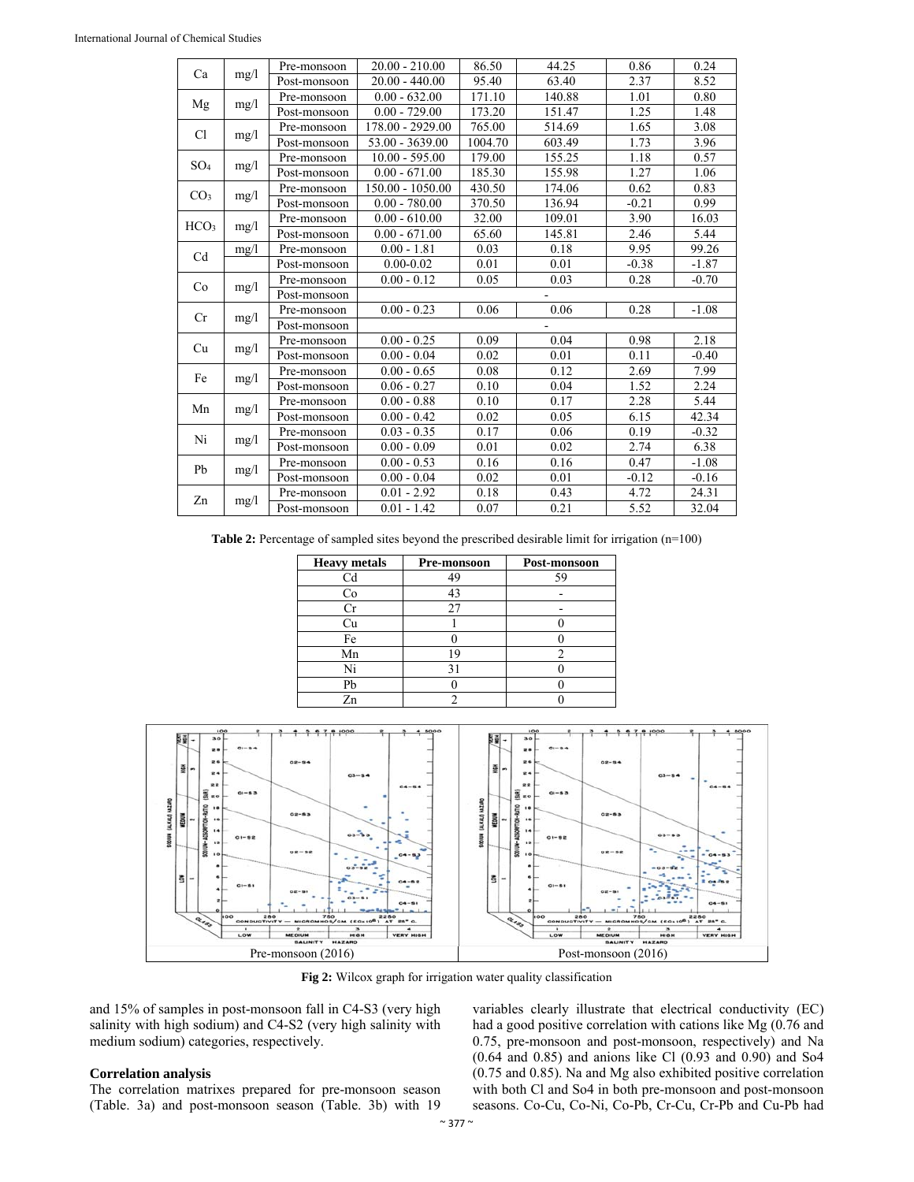| Ca | mg/l | Pre-monsoon | 20.00 - 210.00 | 86.50 | 44.25 | 0.86 | 0.24 |
|---|---|---|---|---|---|---|---|
| | | Post-monsoon | 20.00 - 440.00 | 95.40 | 63.40 | 2.37 | 8.52 |
| Mg | mg/l | Pre-monsoon | 0.00 - 632.00 | 171.10 | 140.88 | 1.01 | 0.80 |
| | | Post-monsoon | 0.00 - 729.00 | 173.20 | 151.47 | 1.25 | 1.48 |
| Cl | mg/l | Pre-monsoon | 178.00 - 2929.00 | 765.00 | 514.69 | 1.65 | 3.08 |
| | | Post-monsoon | 53.00 - 3639.00 | 1004.70 | 603.49 | 1.73 | 3.96 |
| $SO_4$ | mg/l | Pre-monsoon | 10.00 - 595.00 | 179.00 | 155.25 | 1.18 | 0.57 |
| | | Post-monsoon | 0.00 - 671.00 | 185.30 | 155.98 | 1.27 | 1.06 |
| $CO_3$ | mg/l | Pre-monsoon | 150.00 - 1050.00 | 430.50 | 174.06 | 0.62 | 0.83 |
| | | Post-monsoon | 0.00 - 780.00 | 370.50 | 136.94 | -0.21 | 0.99 |
| $HCO_3$ | mg/l | Pre-monsoon | 0.00 - 610.00 | 32.00 | 109.01 | 3.90 | 16.03 |
| | | Post-monsoon | 0.00 - 671.00 | 65.60 | 145.81 | 2.46 | 5.44 |
| Cd | mg/l | Pre-monsoon | 0.00 - 1.81 | 0.03 | 0.18 | 9.95 | 99.26 |
| | | Post-monsoon | 0.00-0.02 | 0.01 | 0.01 | -0.38 | -1.87 |
| Co | mg/l | Pre-monsoon | 0.00 - 0.12 | 0.05 | 0.03 | 0.28 | -0.70 |
| | | Post-monsoon | - | | | | |
| Cr | mg/l | Pre-monsoon | 0.00 - 0.23 | 0.06 | 0.06 | 0.28 | -1.08 |
| | | Post-monsoon | - | | | | |
| Cu | mg/l | Pre-monsoon | 0.00 - 0.25 | 0.09 | 0.04 | 0.98 | 2.18 |
| | | Post-monsoon | 0.00 - 0.04 | 0.02 | 0.01 | 0.11 | -0.40 |
| Fe | mg/l | Pre-monsoon | 0.00 - 0.65 | 0.08 | 0.12 | 2.69 | 7.99 |
| | | Post-monsoon | 0.06 - 0.27 | 0.10 | 0.04 | 1.52 | 2.24 |
| Mn | mg/l | Pre-monsoon | 0.00 - 0.88 | 0.10 | 0.17 | 2.28 | 5.44 |
| | | Post-monsoon | 0.00 - 0.42 | 0.02 | 0.05 | 6.15 | 42.34 |
| Ni | mg/l | Pre-monsoon | 0.03 - 0.35 | 0.17 | 0.06 | 0.19 | -0.32 |
| | | Post-monsoon | 0.00 - 0.09 | 0.01 | 0.02 | 2.74 | 6.38 |
| Pb | mg/l | Pre-monsoon | 0.00 - 0.53 | 0.16 | 0.16 | 0.47 | -1.08 |
| | | Post-monsoon | 0.00 - 0.04 | 0.02 | 0.01 | -0.12 | -0.16 |
| Zn | mg/l | Pre-monsoon | 0.01 - 2.92 | 0.18 | 0.43 | 4.72 | 24.31 |
| | | Post-monsoon | 0.01 - 1.42 | 0.07 | 0.21 | 5.52 | 32.04 |

**Table 2:** Percentage of sampled sites beyond the prescribed desirable limit for irrigation (n=100)

| Heavy metals | Pre-monsoon | Post-monsoon |
|---|---|---|
| Cd | 49 | 59 |
| Co | 43 | - |
| Cr | 27 | - |
| Cu | 1 | 0 |
| Fe | 0 | 0 |
| Mn | 19 | 2 |
| Ni | 31 | 0 |
| Pb | 0 | 0 |
| Zn | 2 | 0 |

Pre-monsoon (2016) | Post-monsoon (2016)

**Fig 2:** Wilcox graph for irrigation water quality classification

and 15% of samples in post-monsoon fall in C4-S3 (very high salinity with high sodium) and C4-S2 (very high salinity with medium sodium) categories, respectively.

### Correlation analysis

The correlation matrixes prepared for pre-monsoon season (Table. 3a) and post-monsoon season (Table. 3b) with 19 variables clearly illustrate that electrical conductivity (EC) had a good positive correlation with cations like Mg (0.76 and 0.75, pre-monsoon and post-monsoon, respectively) and Na (0.64 and 0.85) and anions like Cl (0.93 and 0.90) and So4 (0.75 and 0.85). Na and Mg also exhibited positive correlation with both Cl and So4 in both pre-monsoon and post-monsoon seasons. Co-Cu, Co-Ni, Co-Pb, Cr-Cu, Cr-Pb and Cu-Pb had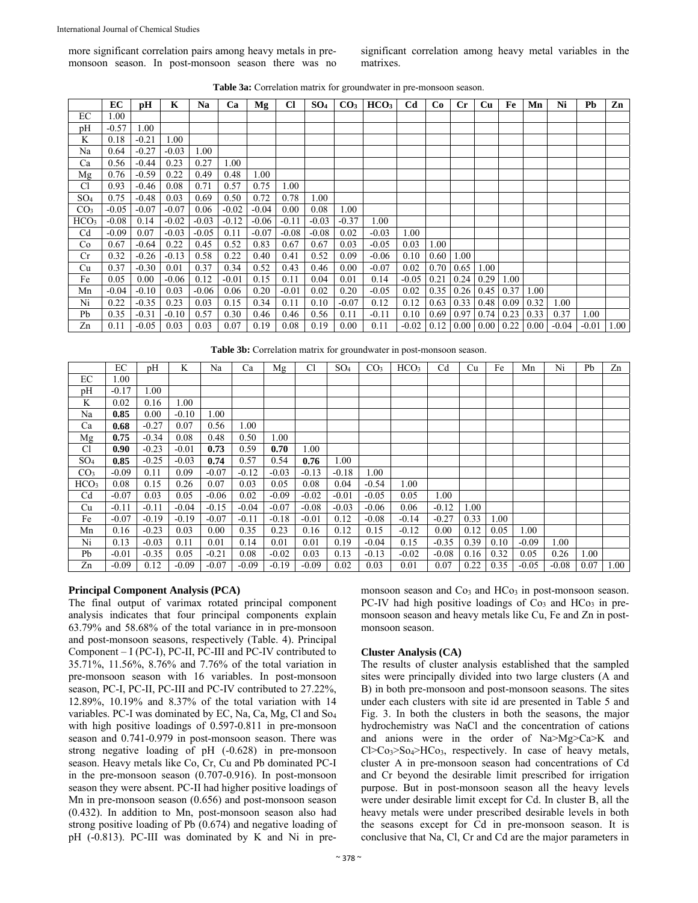more significant correlation pairs among heavy metals in pre-monsoon season. In post-monsoon season there was no significant correlation among heavy metal variables in the matrixes.

**Table 3a:** Correlation matrix for groundwater in pre-monsoon season.

| | EC | pH | K | Na | Ca | Mg | Cl | $SO_4$ | $CO_3$ | $HCO_3$ | Cd | Co | Cr | Cu | Fe | Mn | Ni | Pb | Zn |
|---|---|---|---|---|---|---|---|---|---|---|---|---|---|---|---|---|---|---|---|
| EC | 1.00 | | | | | | | | | | | | | | | | | | |
| pH | -0.57 | 1.00 | | | | | | | | | | | | | | | | | |
| K | 0.18 | -0.21 | 1.00 | | | | | | | | | | | | | | | | |
| Na | 0.64 | -0.27 | -0.03 | 1.00 | | | | | | | | | | | | | | | |
| Ca | 0.56 | -0.44 | 0.23 | 0.27 | 1.00 | | | | | | | | | | | | | | |
| Mg | 0.76 | -0.59 | 0.22 | 0.49 | 0.48 | 1.00 | | | | | | | | | | | | | |
| Cl | 0.93 | -0.46 | 0.08 | 0.71 | 0.57 | 0.75 | 1.00 | | | | | | | | | | | | |
| $SO_4$ | 0.75 | -0.48 | 0.03 | 0.69 | 0.50 | 0.72 | 0.78 | 1.00 | | | | | | | | | | | |
| $CO_3$ | -0.05 | -0.07 | -0.07 | 0.06 | -0.02 | -0.04 | 0.00 | 0.08 | 1.00 | | | | | | | | | | |
| $HCO_3$ | -0.08 | 0.14 | -0.02 | -0.03 | -0.12 | -0.06 | -0.11 | -0.03 | -0.37 | 1.00 | | | | | | | | | |
| Cd | -0.09 | 0.07 | -0.03 | -0.05 | 0.11 | -0.07 | -0.08 | -0.08 | 0.02 | -0.03 | 1.00 | | | | | | | | |
| Co | 0.67 | -0.64 | 0.22 | 0.45 | 0.52 | 0.83 | 0.67 | 0.67 | 0.03 | -0.05 | 0.03 | 1.00 | | | | | | | |
| Cr | 0.32 | -0.26 | -0.13 | 0.58 | 0.22 | 0.40 | 0.41 | 0.52 | 0.09 | -0.06 | 0.10 | 0.60 | 1.00 | | | | | | |
| Cu | 0.37 | -0.30 | 0.01 | 0.37 | 0.34 | 0.52 | 0.43 | 0.46 | 0.00 | -0.07 | 0.02 | 0.70 | 0.65 | 1.00 | | | | | |
| Fe | 0.05 | 0.00 | -0.06 | 0.12 | -0.01 | 0.15 | 0.11 | 0.04 | 0.01 | 0.14 | -0.05 | 0.21 | 0.24 | 0.29 | 1.00 | | | | |
| Mn | -0.04 | -0.10 | 0.03 | -0.06 | 0.06 | 0.20 | -0.01 | 0.02 | 0.20 | -0.05 | 0.02 | 0.35 | 0.26 | 0.45 | 0.37 | 1.00 | | | |
| Ni | 0.22 | -0.35 | 0.23 | 0.03 | 0.15 | 0.34 | 0.11 | 0.10 | -0.07 | 0.12 | 0.12 | 0.63 | 0.33 | 0.48 | 0.09 | 0.32 | 1.00 | | |
| Pb | 0.35 | -0.31 | -0.10 | 0.57 | 0.30 | 0.46 | 0.46 | 0.56 | 0.11 | -0.11 | 0.10 | 0.69 | 0.97 | 0.74 | 0.23 | 0.33 | 0.37 | 1.00 | |
| Zn | 0.11 | -0.05 | 0.03 | 0.03 | 0.07 | 0.19 | 0.08 | 0.19 | 0.00 | 0.11 | -0.02 | 0.12 | 0.00 | 0.00 | 0.22 | 0.00 | -0.04 | -0.01 | 1.00 |

**Table 3b:** Correlation matrix for groundwater in post-monsoon season.

| | EC | pH | K | Na | Ca | Mg | Cl | $SO_4$ | $CO_3$ | $HCO_3$ | Cd | Cu | Fe | Mn | Ni | Pb | Zn |
|---|---|---|---|---|---|---|---|---|---|---|---|---|---|---|---|---|---|
| EC | 1.00 | | | | | | | | | | | | | | | | |
| pH | -0.17 | 1.00 | | | | | | | | | | | | | | | |
| K | 0.02 | 0.16 | 1.00 | | | | | | | | | | | | | | |
| Na | **0.85** | 0.00 | -0.10 | 1.00 | | | | | | | | | | | | | |
| Ca | **0.68** | -0.27 | 0.07 | 0.56 | 1.00 | | | | | | | | | | | | |
| Mg | **0.75** | -0.34 | 0.08 | 0.48 | 0.50 | 1.00 | | | | | | | | | | | |
| Cl | **0.90** | -0.23 | -0.01 | **0.73** | 0.59 | **0.70** | 1.00 | | | | | | | | | | |
| $SO_4$ | **0.85** | -0.25 | -0.03 | **0.74** | 0.57 | 0.54 | **0.76** | 1.00 | | | | | | | | | |
| $CO_3$ | -0.09 | 0.11 | 0.09 | -0.07 | -0.12 | -0.03 | -0.13 | -0.18 | 1.00 | | | | | | | | |
| $HCO_3$ | 0.08 | 0.15 | 0.26 | 0.07 | 0.03 | 0.05 | 0.08 | 0.04 | -0.54 | 1.00 | | | | | | | |
| Cd | -0.07 | 0.03 | 0.05 | -0.06 | 0.02 | -0.09 | -0.02 | -0.01 | -0.05 | 0.05 | 1.00 | | | | | | |
| Cu | -0.11 | -0.11 | -0.04 | -0.15 | -0.04 | -0.07 | -0.08 | -0.03 | -0.06 | 0.06 | -0.12 | 1.00 | | | | | |
| Fe | -0.07 | -0.19 | -0.19 | -0.07 | -0.11 | -0.18 | -0.01 | 0.12 | -0.08 | -0.14 | -0.27 | 0.33 | 1.00 | | | | |
| Mn | 0.16 | -0.23 | 0.03 | 0.00 | 0.35 | 0.23 | 0.16 | 0.12 | 0.15 | -0.12 | 0.00 | 0.12 | 0.05 | 1.00 | | | |
| Ni | 0.13 | -0.03 | 0.11 | 0.01 | 0.14 | 0.01 | 0.01 | 0.19 | -0.04 | 0.15 | -0.35 | 0.39 | 0.10 | -0.09 | 1.00 | | |
| Pb | -0.01 | -0.35 | 0.05 | -0.21 | 0.08 | -0.02 | 0.03 | 0.13 | -0.13 | -0.02 | -0.08 | 0.16 | 0.32 | 0.05 | 0.26 | 1.00 | |
| Zn | -0.09 | 0.12 | -0.09 | -0.07 | -0.09 | -0.19 | -0.09 | 0.02 | 0.03 | 0.01 | 0.07 | 0.22 | 0.35 | -0.05 | -0.08 | 0.07 | 1.00 |

### Principal Component Analysis (PCA)

The final output of varimax rotated principal component analysis indicates that four principal components explain 63.79% and 58.68% of the total variance in in pre-monsoon and post-monsoon seasons, respectively (Table. 4). Principal Component – I (PC-I), PC-II, PC-III and PC-IV contributed to 35.71%, 11.56%, 8.76% and 7.76% of the total variation in pre-monsoon season with 16 variables. In post-monsoon season, PC-I, PC-II, PC-III and PC-IV contributed to 27.22%, 12.89%, 10.19% and 8.37% of the total variation with 14 variables. PC-I was dominated by EC, Na, Ca, Mg, Cl and $So_4$ with high positive loadings of 0.597-0.811 in pre-monsoon season and 0.741-0.979 in post-monsoon season. There was strong negative loading of pH (-0.628) in pre-monsoon season. Heavy metals like Co, Cr, Cu and Pb dominated PC-I in the pre-monsoon season (0.707-0.916). In post-monsoon season they were absent. PC-II had higher positive loadings of Mn in pre-monsoon season (0.656) and post-monsoon season (0.432). In addition to Mn, post-monsoon season also had strong positive loading of Pb (0.674) and negative loading of pH (-0.813). PC-III was dominated by K and Ni in pre-monsoon season and $Co_3$ and $HCo_3$ in post-monsoon season. PC-IV had high positive loadings of $Co_3$ and $HCo_3$ in pre-monsoon season and heavy metals like Cu, Fe and Zn in post-monsoon season.

### Cluster Analysis (CA)

The results of cluster analysis established that the sampled sites were principally divided into two large clusters (A and B) in both pre-monsoon and post-monsoon seasons. The sites under each clusters with site id are presented in Table 5 and Fig. 3. In both the clusters in both the seasons, the major hydrochemistry was NaCl and the concentration of cations and anions were in the order of Na>Mg>Ca>K and $Cl>Co_3>So_4>HCo_3$, respectively. In case of heavy metals, cluster A in pre-monsoon season had concentrations of Cd and Cr beyond the desirable limit prescribed for irrigation purpose. But in post-monsoon season all the heavy levels were under desirable limit except for Cd. In cluster B, all the heavy metals were under prescribed desirable levels in both the seasons except for Cd in pre-monsoon season. It is conclusive that Na, Cl, Cr and Cd are the major parameters in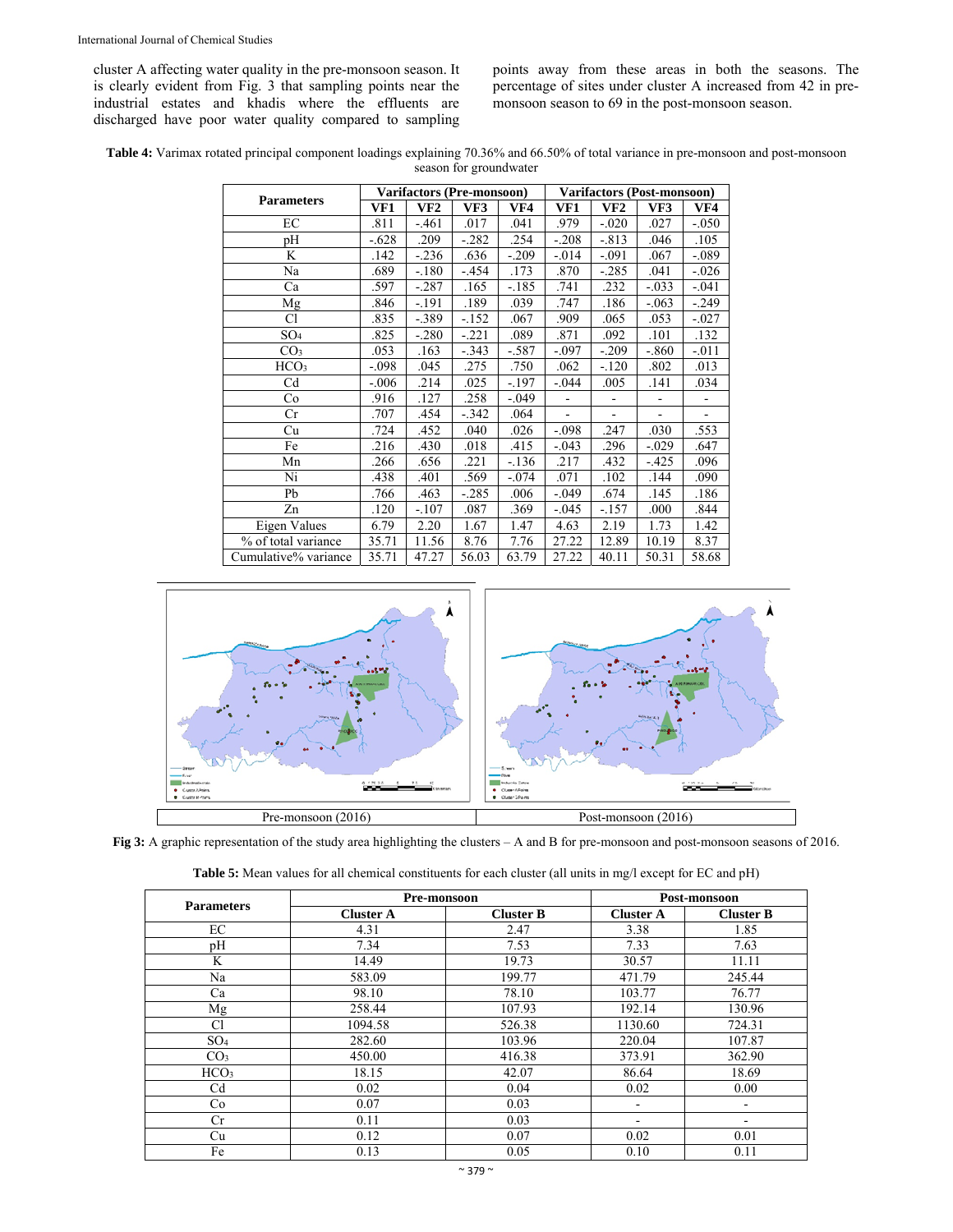cluster A affecting water quality in the pre-monsoon season. It is clearly evident from Fig. 3 that sampling points near the industrial estates and khadis where the effluents are discharged have poor water quality compared to sampling points away from these areas in both the seasons. The percentage of sites under cluster A increased from 42 in pre-monsoon season to 69 in the post-monsoon season.

**Table 4:** Varimax rotated principal component loadings explaining 70.36% and 66.50% of total variance in pre-monsoon and post-monsoon season for groundwater

| Parameters | Varifactors (Pre-monsoon) | | | | Varifactors (Post-monsoon) | | | |
|---|---|---|---|---|---|---|---|---|
| | VF1 | VF2 | VF3 | VF4 | VF1 | VF2 | VF3 | VF4 |
| EC | .811 | -.461 | .017 | .041 | .979 | -.020 | .027 | -.050 |
| pH | -.628 | .209 | -.282 | .254 | -.208 | -.813 | .046 | .105 |
| K | .142 | -.236 | .636 | -.209 | -.014 | -.091 | .067 | -.089 |
| Na | .689 | -.180 | -.454 | .173 | .870 | -.285 | .041 | -.026 |
| Ca | .597 | -.287 | .165 | -.185 | .741 | .232 | -.033 | -.041 |
| Mg | .846 | -.191 | .189 | .039 | .747 | .186 | -.063 | -.249 |
| Cl | .835 | -.389 | -.152 | .067 | .909 | .065 | .053 | -.027 |
| $SO_4$ | .825 | -.280 | -.221 | .089 | .871 | .092 | .101 | .132 |
| $CO_3$ | .053 | .163 | -.343 | -.587 | -.097 | -.209 | -.860 | -.011 |
| $HCO_3$ | -.098 | .045 | .275 | .750 | .062 | -.120 | .802 | .013 |
| Cd | -.006 | .214 | .025 | -.197 | -.044 | .005 | .141 | .034 |
| Co | .916 | .127 | .258 | -.049 | - | - | - | - |
| Cr | .707 | .454 | -.342 | .064 | - | - | - | - |
| Cu | .724 | .452 | .040 | .026 | -.098 | .247 | .030 | .553 |
| Fe | .216 | .430 | .018 | .415 | -.043 | .296 | -.029 | .647 |
| Mn | .266 | .656 | .221 | -.136 | .217 | .432 | -.425 | .096 |
| Ni | .438 | .401 | .569 | -.074 | .071 | .102 | .144 | .090 |
| Pb | .766 | .463 | -.285 | .006 | -.049 | .674 | .145 | .186 |
| Zn | .120 | -.107 | .087 | .369 | -.045 | -.157 | .000 | .844 |
| Eigen Values | 6.79 | 2.20 | 1.67 | 1.47 | 4.63 | 2.19 | 1.73 | 1.42 |
| % of total variance | 35.71 | 11.56 | 8.76 | 7.76 | 27.22 | 12.89 | 10.19 | 8.37 |
| Cumulative% variance | 35.71 | 47.27 | 56.03 | 63.79 | 27.22 | 40.11 | 50.31 | 58.68 |

Pre-monsoon (2016) | Post-monsoon (2016)

**Fig 3:** A graphic representation of the study area highlighting the clusters – A and B for pre-monsoon and post-monsoon seasons of 2016.

**Table 5:** Mean values for all chemical constituents for each cluster (all units in mg/l except for EC and pH)

| Parameters | Pre-monsoon | | Post-monsoon | |
|---|---|---|---|---|
| | Cluster A | Cluster B | Cluster A | Cluster B |
| EC | 4.31 | 2.47 | 3.38 | 1.85 |
| pH | 7.34 | 7.53 | 7.33 | 7.63 |
| K | 14.49 | 19.73 | 30.57 | 11.11 |
| Na | 583.09 | 199.77 | 471.79 | 245.44 |
| Ca | 98.10 | 78.10 | 103.77 | 76.77 |
| Mg | 258.44 | 107.93 | 192.14 | 130.96 |
| Cl | 1094.58 | 526.38 | 1130.60 | 724.31 |
| $SO_4$ | 282.60 | 103.96 | 220.04 | 107.87 |
| $CO_3$ | 450.00 | 416.38 | 373.91 | 362.90 |
| $HCO_3$ | 18.15 | 42.07 | 86.64 | 18.69 |
| Cd | 0.02 | 0.04 | 0.02 | 0.00 |
| Co | 0.07 | 0.03 | - | - |
| Cr | 0.11 | 0.03 | - | - |
| Cu | 0.12 | 0.07 | 0.02 | 0.01 |
| Fe | 0.13 | 0.05 | 0.10 | 0.11 |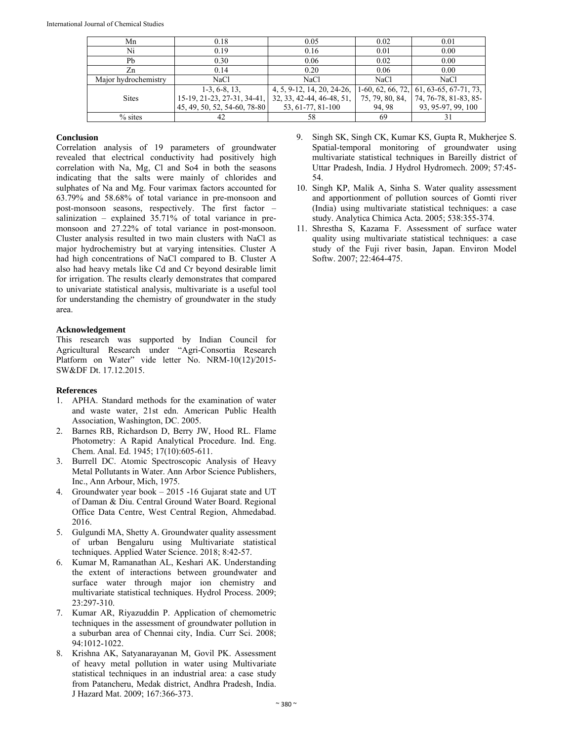| | | | | |
|---|---|---|---|---|
| Mn | 0.18 | 0.05 | 0.02 | 0.01 |
| Ni | 0.19 | 0.16 | 0.01 | 0.00 |
| Pb | 0.30 | 0.06 | 0.02 | 0.00 |
| Zn | 0.14 | 0.20 | 0.06 | 0.00 |
| Major hydrochemistry | NaCl | NaCl | NaCl | NaCl |
| Sites | 1-3, 6-8, 13, 15-19, 21-23, 27-31, 34-41, 45, 49, 50, 52, 54-60, 78-80 | 4, 5, 9-12, 14, 20, 24-26, 32, 33, 42-44, 46-48, 51, 53, 61-77, 81-100 | 1-60, 62, 66, 72, 75, 79, 80, 84, 94, 98 | 61, 63-65, 67-71, 73, 74, 76-78, 81-83, 85-93, 95-97, 99, 100 |
| % sites | 42 | 58 | 69 | 31 |

## Conclusion

Correlation analysis of 19 parameters of groundwater revealed that electrical conductivity had positively high correlation with Na, Mg, Cl and So4 in both the seasons indicating that the salts were mainly of chlorides and sulphates of Na and Mg. Four varimax factors accounted for 63.79% and 58.68% of total variance in pre-monsoon and post-monsoon seasons, respectively. The first factor – salinization – explained 35.71% of total variance in pre-monsoon and 27.22% of total variance in post-monsoon. Cluster analysis resulted in two main clusters with NaCl as major hydrochemistry but at varying intensities. Cluster A had high concentrations of NaCl compared to B. Cluster A also had heavy metals like Cd and Cr beyond desirable limit for irrigation. The results clearly demonstrates that compared to univariate statistical analysis, multivariate is a useful tool for understanding the chemistry of groundwater in the study area.

## Acknowledgement

This research was supported by Indian Council for Agricultural Research under "Agri-Consortia Research Platform on Water" vide letter No. NRM-10(12)/2015-SW&DF Dt. 17.12.2015.

## References

1. APHA. Standard methods for the examination of water and waste water, 21st edn. American Public Health Association, Washington, DC. 2005.
2. Barnes RB, Richardson D, Berry JW, Hood RL. Flame Photometry: A Rapid Analytical Procedure. Ind. Eng. Chem. Anal. Ed. 1945; 17(10):605-611.
3. Burrell DC. Atomic Spectroscopic Analysis of Heavy Metal Pollutants in Water. Ann Arbor Science Publishers, Inc., Ann Arbour, Mich, 1975.
4. Groundwater year book – 2015 -16 Gujarat state and UT of Daman & Diu. Central Ground Water Board. Regional Office Data Centre, West Central Region, Ahmedabad. 2016.
5. Gulgundi MA, Shetty A. Groundwater quality assessment of urban Bengaluru using Multivariate statistical techniques. Applied Water Science. 2018; 8:42-57.
6. Kumar M, Ramanathan AL, Keshari AK. Understanding the extent of interactions between groundwater and surface water through major ion chemistry and multivariate statistical techniques. Hydrol Process. 2009; 23:297-310.
7. Kumar AR, Riyazuddin P. Application of chemometric techniques in the assessment of groundwater pollution in a suburban area of Chennai city, India. Curr Sci. 2008; 94:1012-1022.
8. Krishna AK, Satyanarayanan M, Govil PK. Assessment of heavy metal pollution in water using Multivariate statistical techniques in an industrial area: a case study from Patancheru, Medak district, Andhra Pradesh, India. J Hazard Mat. 2009; 167:366-373.
9. Singh SK, Singh CK, Kumar KS, Gupta R, Mukherjee S. Spatial-temporal monitoring of groundwater using multivariate statistical techniques in Bareilly district of Uttar Pradesh, India. J Hydrol Hydromech. 2009; 57:45-54.
10. Singh KP, Malik A, Sinha S. Water quality assessment and apportionment of pollution sources of Gomti river (India) using multivariate statistical techniques: a case study. Analytica Chimica Acta. 2005; 538:355-374.
11. Shrestha S, Kazama F. Assessment of surface water quality using multivariate statistical techniques: a case study of the Fuji river basin, Japan. Environ Model Softw. 2007; 22:464-475.